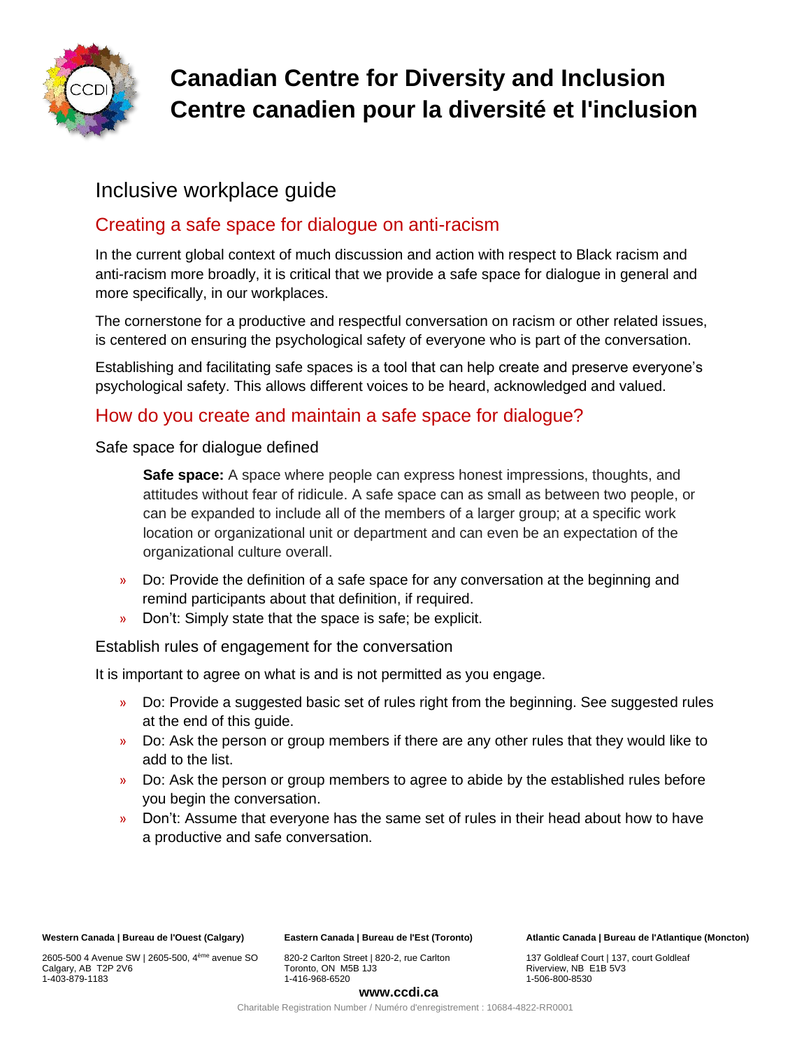# Canadian Centre for Diversity and Inclusion
# Centre canadien pour la diversité et l'inclusion

## Inclusive workplace guide

### Creating a safe space for dialogue on anti-racism

In the current global context of much discussion and action with respect to Black racism and anti-racism more broadly, it is critical that we provide a safe space for dialogue in general and more specifically, in our workplaces.

The cornerstone for a productive and respectful conversation on racism or other related issues, is centered on ensuring the psychological safety of everyone who is part of the conversation.

Establishing and facilitating safe spaces is a tool that can help create and preserve everyone's psychological safety. This allows different voices to be heard, acknowledged and valued.

### How do you create and maintain a safe space for dialogue?

#### Safe space for dialogue defined

> **Safe space:** A space where people can express honest impressions, thoughts, and attitudes without fear of ridicule. A safe space can as small as between two people, or can be expanded to include all of the members of a larger group; at a specific work location or organizational unit or department and can even be an expectation of the organizational culture overall.

- Do: Provide the definition of a safe space for any conversation at the beginning and remind participants about that definition, if required.
- Don't: Simply state that the space is safe; be explicit.

#### Establish rules of engagement for the conversation

It is important to agree on what is and is not permitted as you engage.

- Do: Provide a suggested basic set of rules right from the beginning. See suggested rules at the end of this guide.
- Do: Ask the person or group members if there are any other rules that they would like to add to the list.
- Do: Ask the person or group members to agree to abide by the established rules before you begin the conversation.
- Don't: Assume that everyone has the same set of rules in their head about how to have a productive and safe conversation.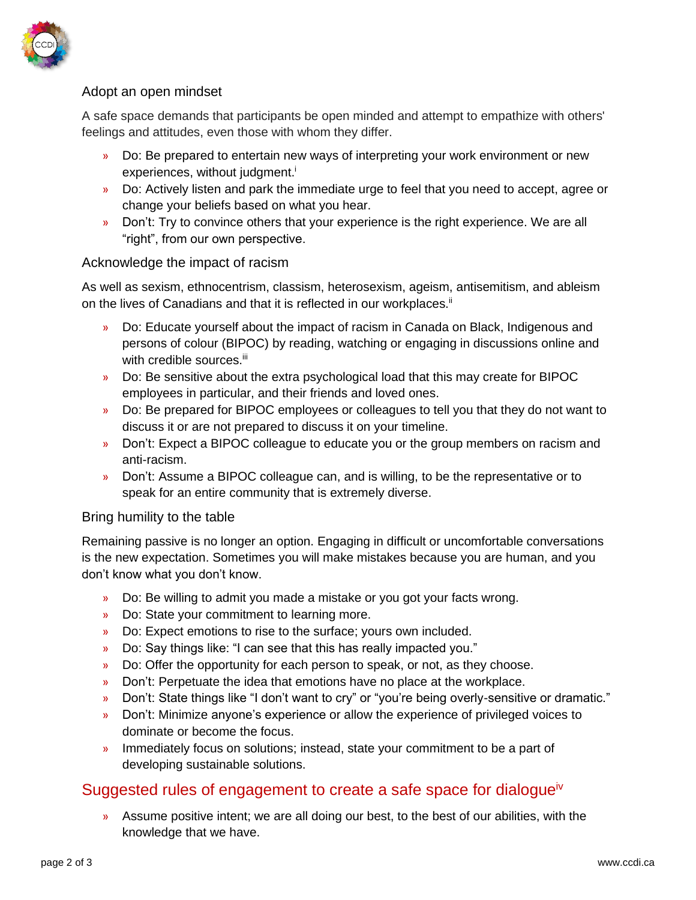### Adopt an open mindset

A safe space demands that participants be open minded and attempt to empathize with others' feelings and attitudes, even those with whom they differ.

- Do: Be prepared to entertain new ways of interpreting your work environment or new experiences, without judgment.[i]
- Do: Actively listen and park the immediate urge to feel that you need to accept, agree or change your beliefs based on what you hear.
- Don't: Try to convince others that your experience is the right experience. We are all "right", from our own perspective.

### Acknowledge the impact of racism

As well as sexism, ethnocentrism, classism, heterosexism, ageism, antisemitism, and ableism on the lives of Canadians and that it is reflected in our workplaces.[ii]

- Do: Educate yourself about the impact of racism in Canada on Black, Indigenous and persons of colour (BIPOC) by reading, watching or engaging in discussions online and with credible sources.[iii]
- Do: Be sensitive about the extra psychological load that this may create for BIPOC employees in particular, and their friends and loved ones.
- Do: Be prepared for BIPOC employees or colleagues to tell you that they do not want to discuss it or are not prepared to discuss it on your timeline.
- Don't: Expect a BIPOC colleague to educate you or the group members on racism and anti-racism.
- Don't: Assume a BIPOC colleague can, and is willing, to be the representative or to speak for an entire community that is extremely diverse.

### Bring humility to the table

Remaining passive is no longer an option. Engaging in difficult or uncomfortable conversations is the new expectation. Sometimes you will make mistakes because you are human, and you don't know what you don't know.

- Do: Be willing to admit you made a mistake or you got your facts wrong.
- Do: State your commitment to learning more.
- Do: Expect emotions to rise to the surface; yours own included.
- Do: Say things like: "I can see that this has really impacted you."
- Do: Offer the opportunity for each person to speak, or not, as they choose.
- Don't: Perpetuate the idea that emotions have no place at the workplace.
- Don't: State things like "I don't want to cry" or "you're being overly-sensitive or dramatic."
- Don't: Minimize anyone's experience or allow the experience of privileged voices to dominate or become the focus.
- Immediately focus on solutions; instead, state your commitment to be a part of developing sustainable solutions.

## Suggested rules of engagement to create a safe space for dialogue[iv]

- Assume positive intent; we are all doing our best, to the best of our abilities, with the knowledge that we have.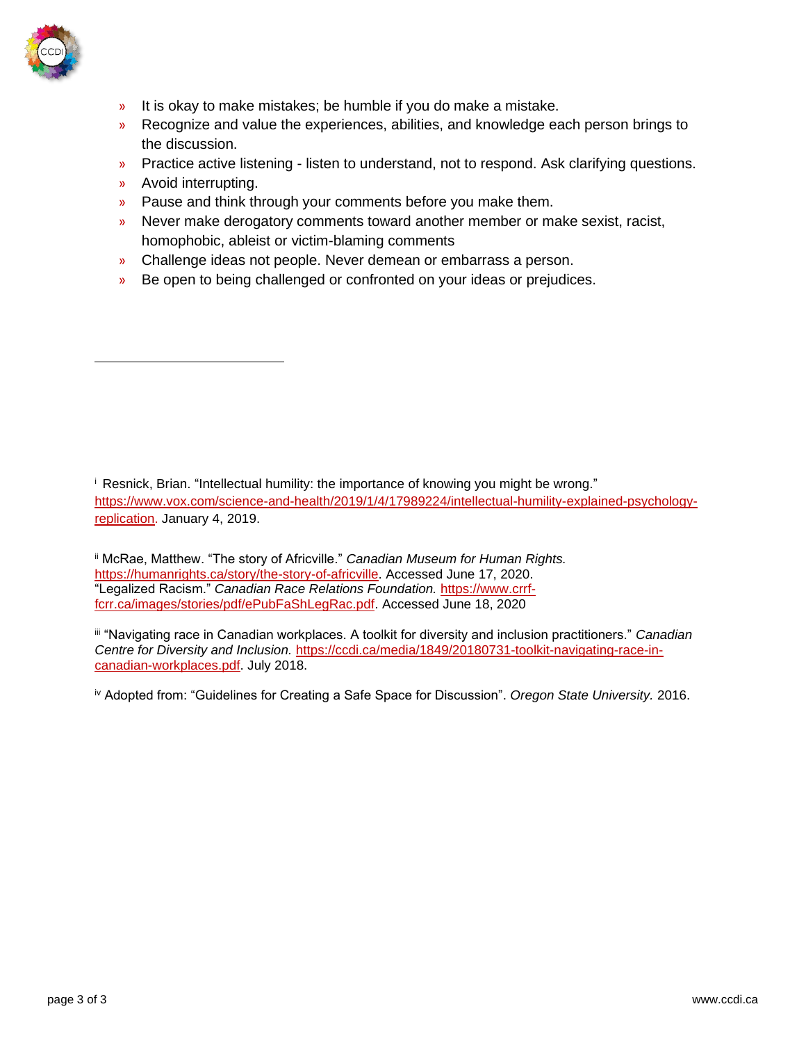- It is okay to make mistakes; be humble if you do make a mistake.
- Recognize and value the experiences, abilities, and knowledge each person brings to the discussion.
- Practice active listening - listen to understand, not to respond. Ask clarifying questions.
- Avoid interrupting.
- Pause and think through your comments before you make them.
- Never make derogatory comments toward another member or make sexist, racist, homophobic, ableist or victim-blaming comments
- Challenge ideas not people. Never demean or embarrass a person.
- Be open to being challenged or confronted on your ideas or prejudices.

---

[i] Resnick, Brian. "Intellectual humility: the importance of knowing you might be wrong." https://www.vox.com/science-and-health/2019/1/4/17989224/intellectual-humility-explained-psychology-replication. January 4, 2019.

[ii] McRae, Matthew. "The story of Africville." *Canadian Museum for Human Rights.* https://humanrights.ca/story/the-story-of-africville. Accessed June 17, 2020.
"Legalized Racism." *Canadian Race Relations Foundation.* https://www.crrf-fcrr.ca/images/stories/pdf/ePubFaShLegRac.pdf. Accessed June 18, 2020

[iii] "Navigating race in Canadian workplaces. A toolkit for diversity and inclusion practitioners." *Canadian Centre for Diversity and Inclusion.* https://ccdi.ca/media/1849/20180731-toolkit-navigating-race-in-canadian-workplaces.pdf. July 2018.

[iv] Adopted from: "Guidelines for Creating a Safe Space for Discussion". *Oregon State University.* 2016.